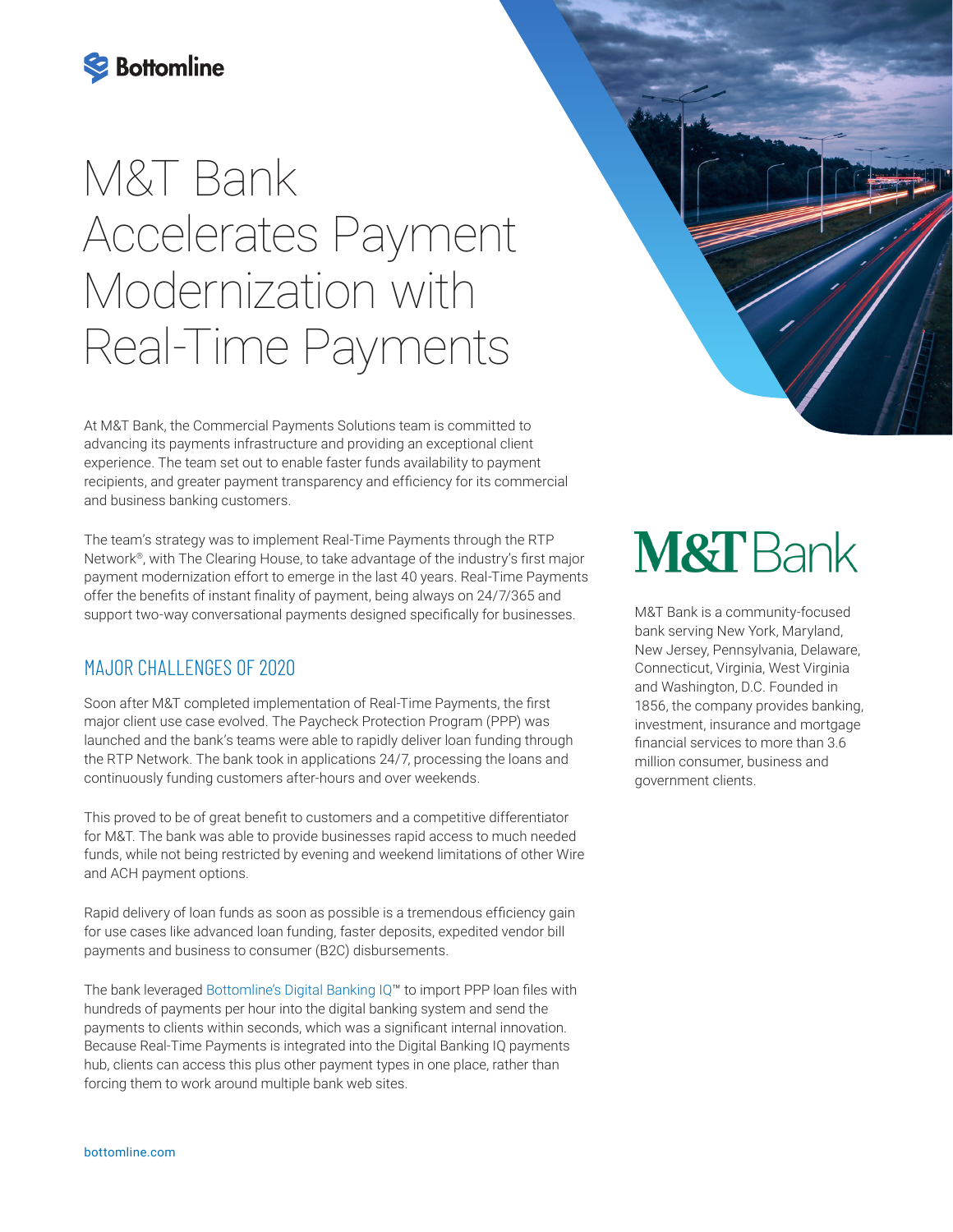Bottomline

# M&T Bank Accelerates Payment Modernization with Real-Time Payments

At M&T Bank, the Commercial Payments Solutions team is committed to advancing its payments infrastructure and providing an exceptional client experience. The team set out to enable faster funds availability to payment recipients, and greater payment transparency and efficiency for its commercial and business banking customers.

The team's strategy was to implement Real-Time Payments through the RTP Network®, with The Clearing House, to take advantage of the industry's first major payment modernization effort to emerge in the last 40 years. Real-Time Payments offer the benefits of instant finality of payment, being always on 24/7/365 and support two-way conversational payments designed specifically for businesses.

## MAJOR CHALLENGES OF 2020

Soon after M&T completed implementation of Real-Time Payments, the first major client use case evolved. The Paycheck Protection Program (PPP) was launched and the bank's teams were able to rapidly deliver loan funding through the RTP Network. The bank took in applications 24/7, processing the loans and continuously funding customers after-hours and over weekends.

This proved to be of great benefit to customers and a competitive differentiator for M&T. The bank was able to provide businesses rapid access to much needed funds, while not being restricted by evening and weekend limitations of other Wire and ACH payment options.

Rapid delivery of loan funds as soon as possible is a tremendous efficiency gain for use cases like advanced loan funding, faster deposits, expedited vendor bill payments and business to consumer (B2C) disbursements.

The bank leveraged Bottomline's Digital Banking IQ™ to import PPP loan files with hundreds of payments per hour into the digital banking system and send the payments to clients within seconds, which was a significant internal innovation. Because Real-Time Payments is integrated into the Digital Banking IQ payments hub, clients can access this plus other payment types in one place, rather than forcing them to work around multiple bank web sites.

**M&T Bank**

M&T Bank is a community-focused bank serving New York, Maryland, New Jersey, Pennsylvania, Delaware, Connecticut, Virginia, West Virginia and Washington, D.C. Founded in 1856, the company provides banking, investment, insurance and mortgage financial services to more than 3.6 million consumer, business and government clients.

bottomline.com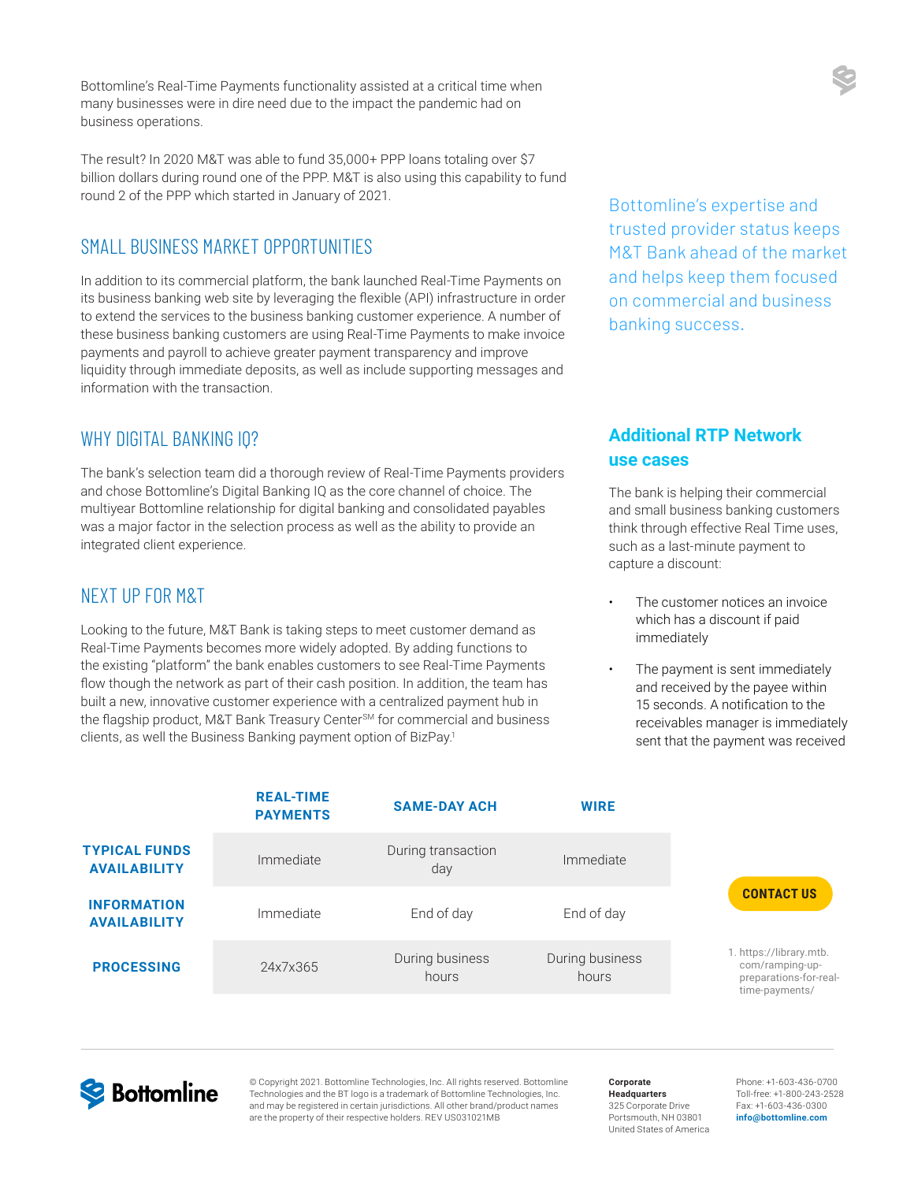Bottomline's Real-Time Payments functionality assisted at a critical time when many businesses were in dire need due to the impact the pandemic had on business operations.

The result? In 2020 M&T was able to fund 35,000+ PPP loans totaling over $7 billion dollars during round one of the PPP. M&T is also using this capability to fund round 2 of the PPP which started in January of 2021.

## SMALL BUSINESS MARKET OPPORTUNITIES

In addition to its commercial platform, the bank launched Real-Time Payments on its business banking web site by leveraging the flexible (API) infrastructure in order to extend the services to the business banking customer experience. A number of these business banking customers are using Real-Time Payments to make invoice payments and payroll to achieve greater payment transparency and improve liquidity through immediate deposits, as well as include supporting messages and information with the transaction.

## WHY DIGITAL BANKING IQ?

The bank's selection team did a thorough review of Real-Time Payments providers and chose Bottomline's Digital Banking IQ as the core channel of choice. The multiyear Bottomline relationship for digital banking and consolidated payables was a major factor in the selection process as well as the ability to provide an integrated client experience.

## NEXT UP FOR M&T

Looking to the future, M&T Bank is taking steps to meet customer demand as Real-Time Payments becomes more widely adopted. By adding functions to the existing "platform" the bank enables customers to see Real-Time Payments flow though the network as part of their cash position. In addition, the team has built a new, innovative customer experience with a centralized payment hub in the flagship product, M&T Bank Treasury Center[SM] for commercial and business clients, as well the Business Banking payment option of BizPay.[1]

Bottomline's expertise and trusted provider status keeps M&T Bank ahead of the market and helps keep them focused on commercial and business banking success.

## Additional RTP Network use cases

The bank is helping their commercial and small business banking customers think through effective Real Time uses, such as a last-minute payment to capture a discount:

- The customer notices an invoice which has a discount if paid immediately
- The payment is sent immediately and received by the payee within 15 seconds. A notification to the receivables manager is immediately sent that the payment was received

| | REAL-TIME PAYMENTS | SAME-DAY ACH | WIRE |
|---|---|---|---|
| TYPICAL FUNDS AVAILABILITY | Immediate | During transaction day | Immediate |
| INFORMATION AVAILABILITY | Immediate | End of day | End of day |
| PROCESSING | 24x7x365 | During business hours | During business hours |

CONTACT US

1. https://library.mtb.com/ramping-up-preparations-for-real-time-payments/

© Copyright 2021. Bottomline Technologies, Inc. All rights reserved. Bottomline Technologies and the BT logo is a trademark of Bottomline Technologies, Inc. and may be registered in certain jurisdictions. All other brand/product names are the property of their respective holders. REV US031021MB

**Corporate Headquarters**
325 Corporate Drive
Portsmouth, NH 03801
United States of America

Phone: +1-603-436-0700
Toll-free: +1-800-243-2528
Fax: +1-603-436-0300
**info@bottomline.com**